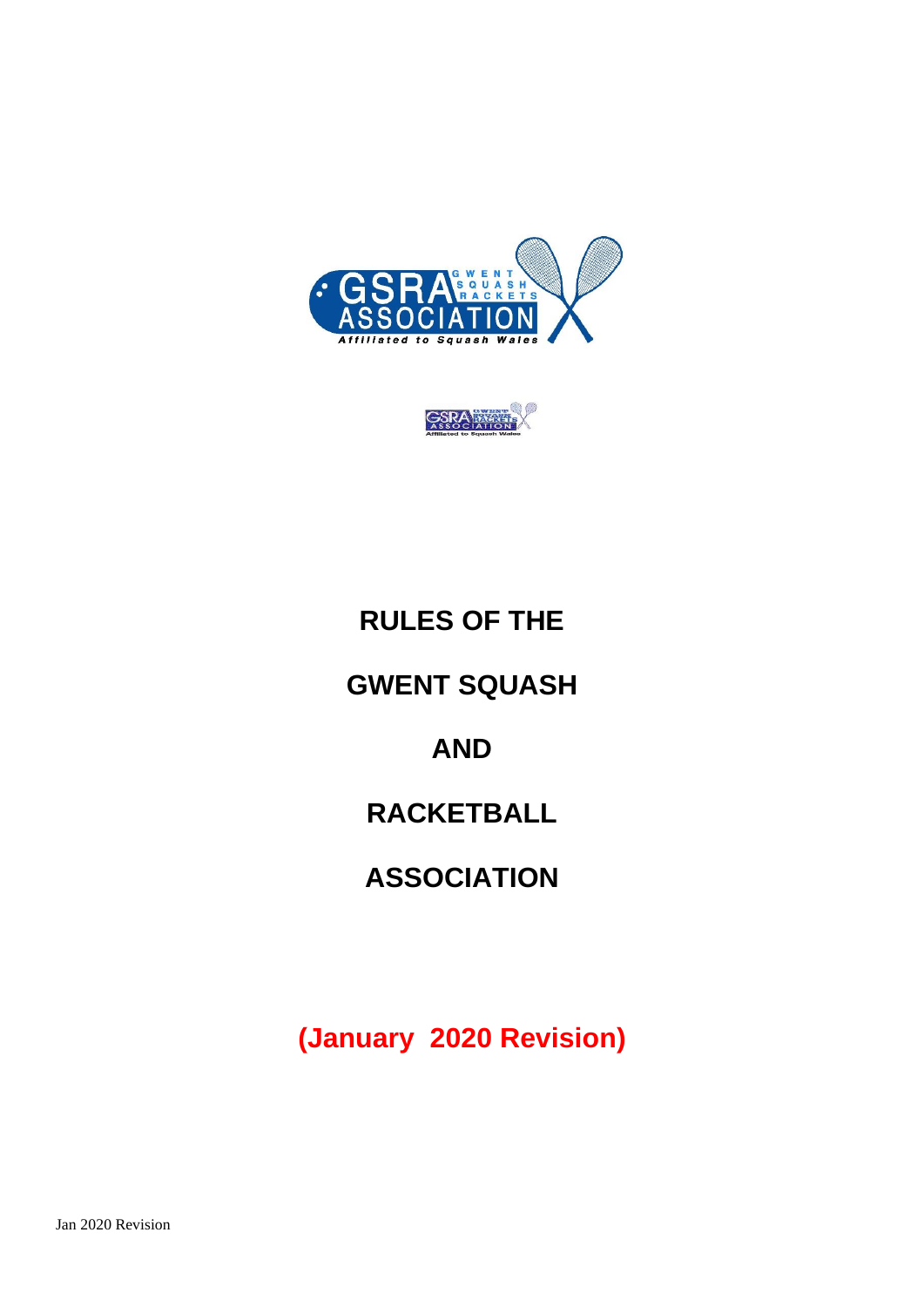# RULES OF THE

# GWENT SQUASH

# AND

# RACKETBALL

# ASSOCIATION

**(January 2020 Revision)**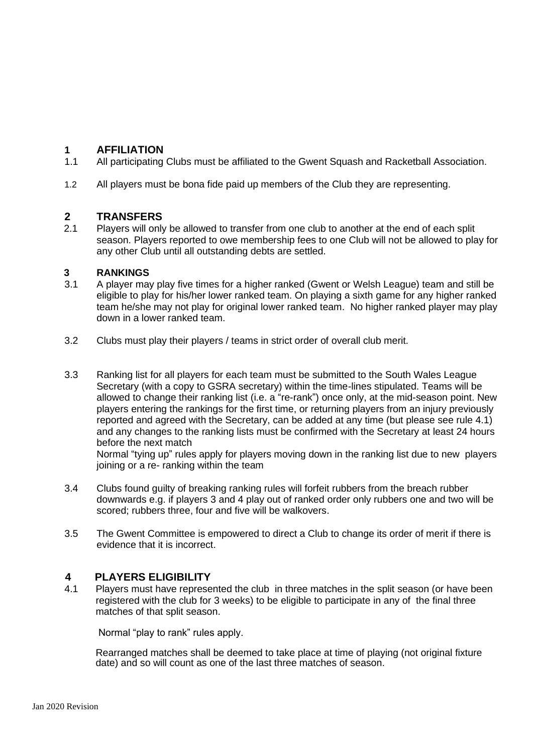## 1 AFFILIATION

1.1 All participating Clubs must be affiliated to the Gwent Squash and Racketball Association.

1.2 All players must be bona fide paid up members of the Club they are representing.

## 2 TRANSFERS

2.1 Players will only be allowed to transfer from one club to another at the end of each split season. Players reported to owe membership fees to one Club will not be allowed to play for any other Club until all outstanding debts are settled.

## 3 RANKINGS

3.1 A player may play five times for a higher ranked (Gwent or Welsh League) team and still be eligible to play for his/her lower ranked team. On playing a sixth game for any higher ranked team he/she may not play for original lower ranked team. No higher ranked player may play down in a lower ranked team.

3.2 Clubs must play their players / teams in strict order of overall club merit.

3.3 Ranking list for all players for each team must be submitted to the South Wales League Secretary (with a copy to GSRA secretary) within the time-lines stipulated. Teams will be allowed to change their ranking list (i.e. a "re-rank") once only, at the mid-season point. New players entering the rankings for the first time, or returning players from an injury previously reported and agreed with the Secretary, can be added at any time (but please see rule 4.1) and any changes to the ranking lists must be confirmed with the Secretary at least 24 hours before the next match

Normal "tying up" rules apply for players moving down in the ranking list due to new players joining or a re- ranking within the team

3.4 Clubs found guilty of breaking ranking rules will forfeit rubbers from the breach rubber downwards e.g. if players 3 and 4 play out of ranked order only rubbers one and two will be scored; rubbers three, four and five will be walkovers.

3.5 The Gwent Committee is empowered to direct a Club to change its order of merit if there is evidence that it is incorrect.

## 4 PLAYERS ELIGIBILITY

4.1 Players must have represented the club in three matches in the split season (or have been registered with the club for 3 weeks) to be eligible to participate in any of the final three matches of that split season.

Normal "play to rank" rules apply.

Rearranged matches shall be deemed to take place at time of playing (not original fixture date) and so will count as one of the last three matches of season.

Jan 2020 Revision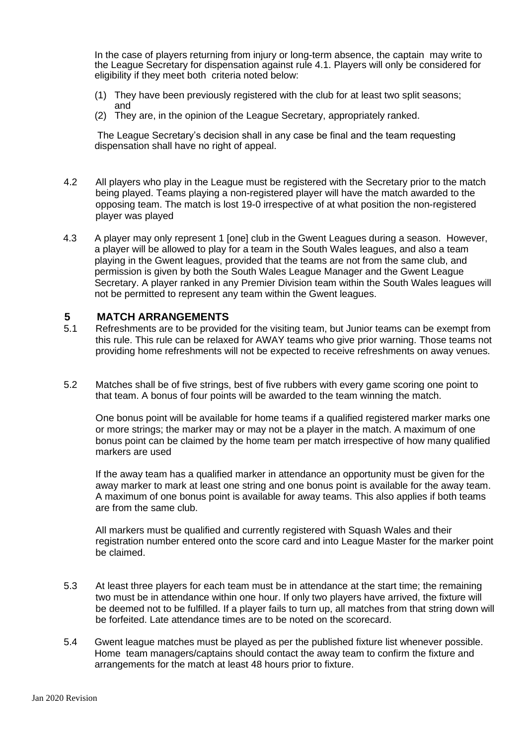In the case of players returning from injury or long-term absence, the captain may write to the League Secretary for dispensation against rule 4.1. Players will only be considered for eligibility if they meet both criteria noted below:

(1) They have been previously registered with the club for at least two split seasons; and
(2) They are, in the opinion of the League Secretary, appropriately ranked.

The League Secretary's decision shall in any case be final and the team requesting dispensation shall have no right of appeal.

4.2 All players who play in the League must be registered with the Secretary prior to the match being played. Teams playing a non-registered player will have the match awarded to the opposing team. The match is lost 19-0 irrespective of at what position the non-registered player was played

4.3 A player may only represent 1 [one] club in the Gwent Leagues during a season. However, a player will be allowed to play for a team in the South Wales leagues, and also a team playing in the Gwent leagues, provided that the teams are not from the same club, and permission is given by both the South Wales League Manager and the Gwent League Secretary. A player ranked in any Premier Division team within the South Wales leagues will not be permitted to represent any team within the Gwent leagues.

## 5 MATCH ARRANGEMENTS

5.1 Refreshments are to be provided for the visiting team, but Junior teams can be exempt from this rule. This rule can be relaxed for AWAY teams who give prior warning. Those teams not providing home refreshments will not be expected to receive refreshments on away venues.

5.2 Matches shall be of five strings, best of five rubbers with every game scoring one point to that team. A bonus of four points will be awarded to the team winning the match.

One bonus point will be available for home teams if a qualified registered marker marks one or more strings; the marker may or may not be a player in the match. A maximum of one bonus point can be claimed by the home team per match irrespective of how many qualified markers are used

If the away team has a qualified marker in attendance an opportunity must be given for the away marker to mark at least one string and one bonus point is available for the away team. A maximum of one bonus point is available for away teams. This also applies if both teams are from the same club.

All markers must be qualified and currently registered with Squash Wales and their registration number entered onto the score card and into League Master for the marker point be claimed.

5.3 At least three players for each team must be in attendance at the start time; the remaining two must be in attendance within one hour. If only two players have arrived, the fixture will be deemed not to be fulfilled. If a player fails to turn up, all matches from that string down will be forfeited. Late attendance times are to be noted on the scorecard.

5.4 Gwent league matches must be played as per the published fixture list whenever possible. Home team managers/captains should contact the away team to confirm the fixture and arrangements for the match at least 48 hours prior to fixture.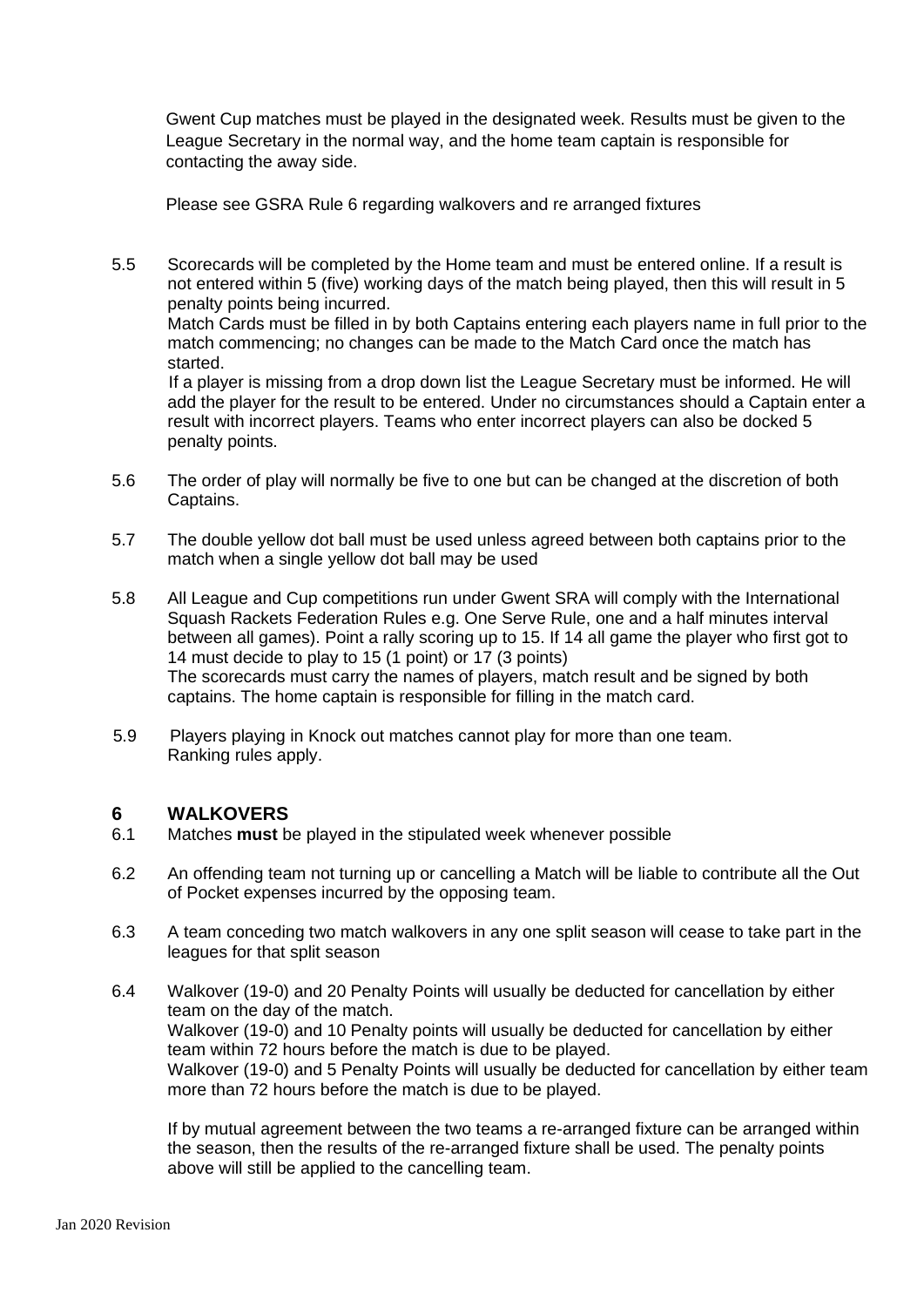Gwent Cup matches must be played in the designated week. Results must be given to the League Secretary in the normal way, and the home team captain is responsible for contacting the away side.

Please see GSRA Rule 6 regarding walkovers and re arranged fixtures

5.5 Scorecards will be completed by the Home team and must be entered online. If a result is not entered within 5 (five) working days of the match being played, then this will result in 5 penalty points being incurred.
Match Cards must be filled in by both Captains entering each players name in full prior to the match commencing; no changes can be made to the Match Card once the match has started.
If a player is missing from a drop down list the League Secretary must be informed. He will add the player for the result to be entered. Under no circumstances should a Captain enter a result with incorrect players. Teams who enter incorrect players can also be docked 5 penalty points.

5.6 The order of play will normally be five to one but can be changed at the discretion of both Captains.

5.7 The double yellow dot ball must be used unless agreed between both captains prior to the match when a single yellow dot ball may be used

5.8 All League and Cup competitions run under Gwent SRA will comply with the International Squash Rackets Federation Rules e.g. One Serve Rule, one and a half minutes interval between all games). Point a rally scoring up to 15. If 14 all game the player who first got to 14 must decide to play to 15 (1 point) or 17 (3 points)
The scorecards must carry the names of players, match result and be signed by both captains. The home captain is responsible for filling in the match card.

5.9 Players playing in Knock out matches cannot play for more than one team.
Ranking rules apply.

## 6 WALKOVERS

6.1 Matches **must** be played in the stipulated week whenever possible

6.2 An offending team not turning up or cancelling a Match will be liable to contribute all the Out of Pocket expenses incurred by the opposing team.

6.3 A team conceding two match walkovers in any one split season will cease to take part in the leagues for that split season

6.4 Walkover (19-0) and 20 Penalty Points will usually be deducted for cancellation by either team on the day of the match.
Walkover (19-0) and 10 Penalty points will usually be deducted for cancellation by either team within 72 hours before the match is due to be played.
Walkover (19-0) and 5 Penalty Points will usually be deducted for cancellation by either team more than 72 hours before the match is due to be played.

If by mutual agreement between the two teams a re-arranged fixture can be arranged within the season, then the results of the re-arranged fixture shall be used. The penalty points above will still be applied to the cancelling team.

Jan 2020 Revision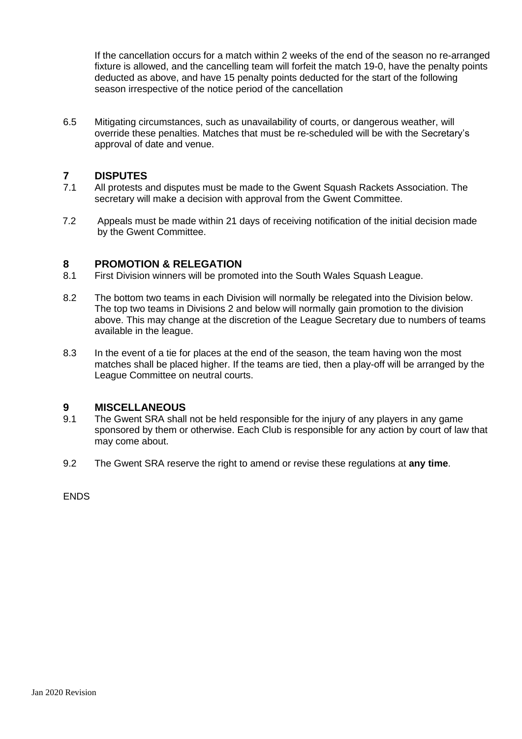If the cancellation occurs for a match within 2 weeks of the end of the season no re-arranged fixture is allowed, and the cancelling team will forfeit the match 19-0, have the penalty points deducted as above, and have 15 penalty points deducted for the start of the following season irrespective of the notice period of the cancellation

6.5 Mitigating circumstances, such as unavailability of courts, or dangerous weather, will override these penalties. Matches that must be re-scheduled will be with the Secretary's approval of date and venue.

## 7 DISPUTES

7.1 All protests and disputes must be made to the Gwent Squash Rackets Association. The secretary will make a decision with approval from the Gwent Committee.

7.2 Appeals must be made within 21 days of receiving notification of the initial decision made by the Gwent Committee.

## 8 PROMOTION & RELEGATION

8.1 First Division winners will be promoted into the South Wales Squash League.

8.2 The bottom two teams in each Division will normally be relegated into the Division below. The top two teams in Divisions 2 and below will normally gain promotion to the division above. This may change at the discretion of the League Secretary due to numbers of teams available in the league.

8.3 In the event of a tie for places at the end of the season, the team having won the most matches shall be placed higher. If the teams are tied, then a play-off will be arranged by the League Committee on neutral courts.

## 9 MISCELLANEOUS

9.1 The Gwent SRA shall not be held responsible for the injury of any players in any game sponsored by them or otherwise. Each Club is responsible for any action by court of law that may come about.

9.2 The Gwent SRA reserve the right to amend or revise these regulations at **any time**.

ENDS

Jan 2020 Revision